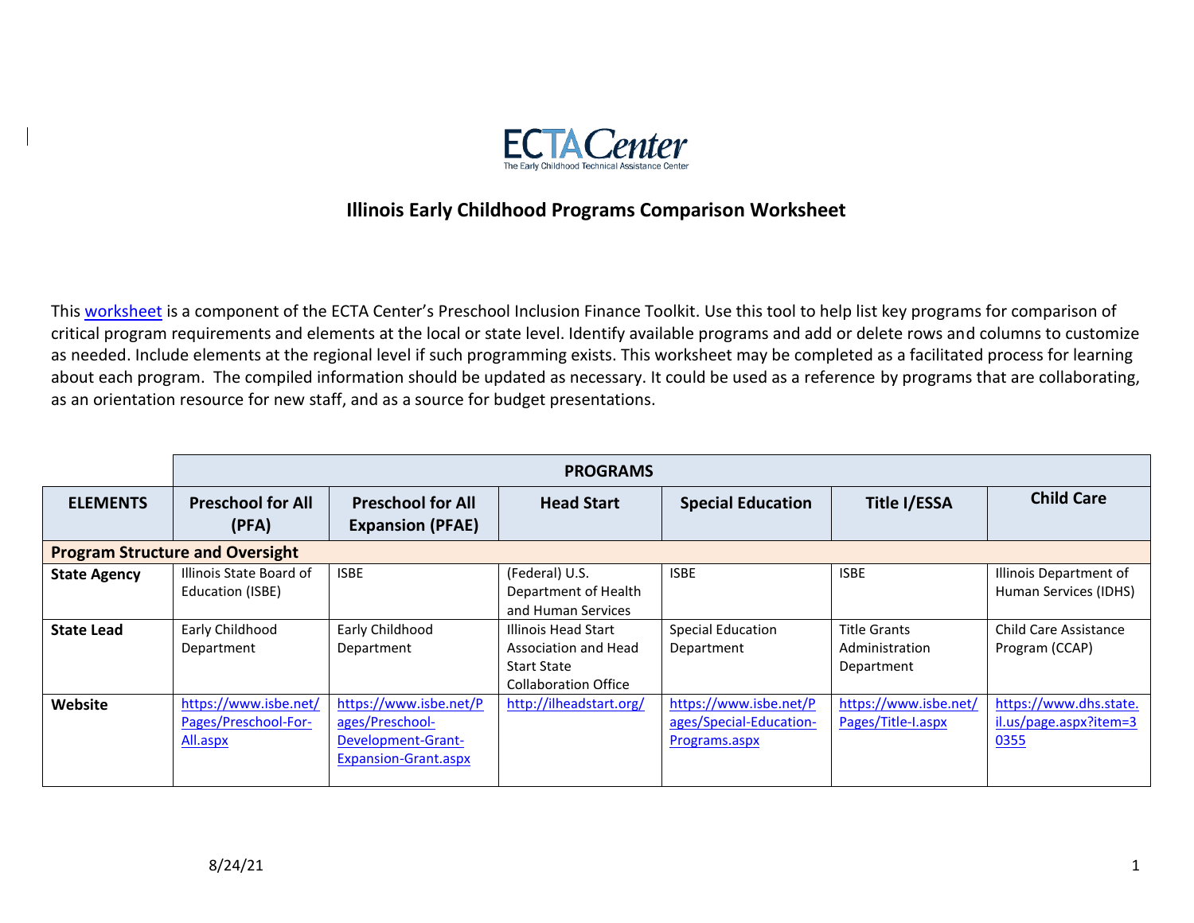ECTA Center
The Early Childhood Technical Assistance Center

## Illinois Early Childhood Programs Comparison Worksheet

This worksheet is a component of the ECTA Center's Preschool Inclusion Finance Toolkit. Use this tool to help list key programs for comparison of critical program requirements and elements at the local or state level. Identify available programs and add or delete rows and columns to customize as needed. Include elements at the regional level if such programming exists. This worksheet may be completed as a facilitated process for learning about each program. The compiled information should be updated as necessary. It could be used as a reference by programs that are collaborating, as an orientation resource for new staff, and as a source for budget presentations.

| | PROGRAMS | | | | | |
|---|---|---|---|---|---|---|
| **ELEMENTS** | **Preschool for All (PFA)** | **Preschool for All Expansion (PFAE)** | **Head Start** | **Special Education** | **Title I/ESSA** | **Child Care** |
| **Program Structure and Oversight** | | | | | | |
| **State Agency** | Illinois State Board of Education (ISBE) | ISBE | (Federal) U.S. Department of Health and Human Services | ISBE | ISBE | Illinois Department of Human Services (IDHS) |
| **State Lead** | Early Childhood Department | Early Childhood Department | Illinois Head Start Association and Head Start State Collaboration Office | Special Education Department | Title Grants Administration Department | Child Care Assistance Program (CCAP) |
| **Website** | https://www.isbe.net/Pages/Preschool-For-All.aspx | https://www.isbe.net/Pages/Preschool-Development-Grant-Expansion-Grant.aspx | http://ilheadstart.org/ | https://www.isbe.net/Pages/Special-Education-Programs.aspx | https://www.isbe.net/Pages/Title-I.aspx | https://www.dhs.state.il.us/page.aspx?item=30355 |

8/24/21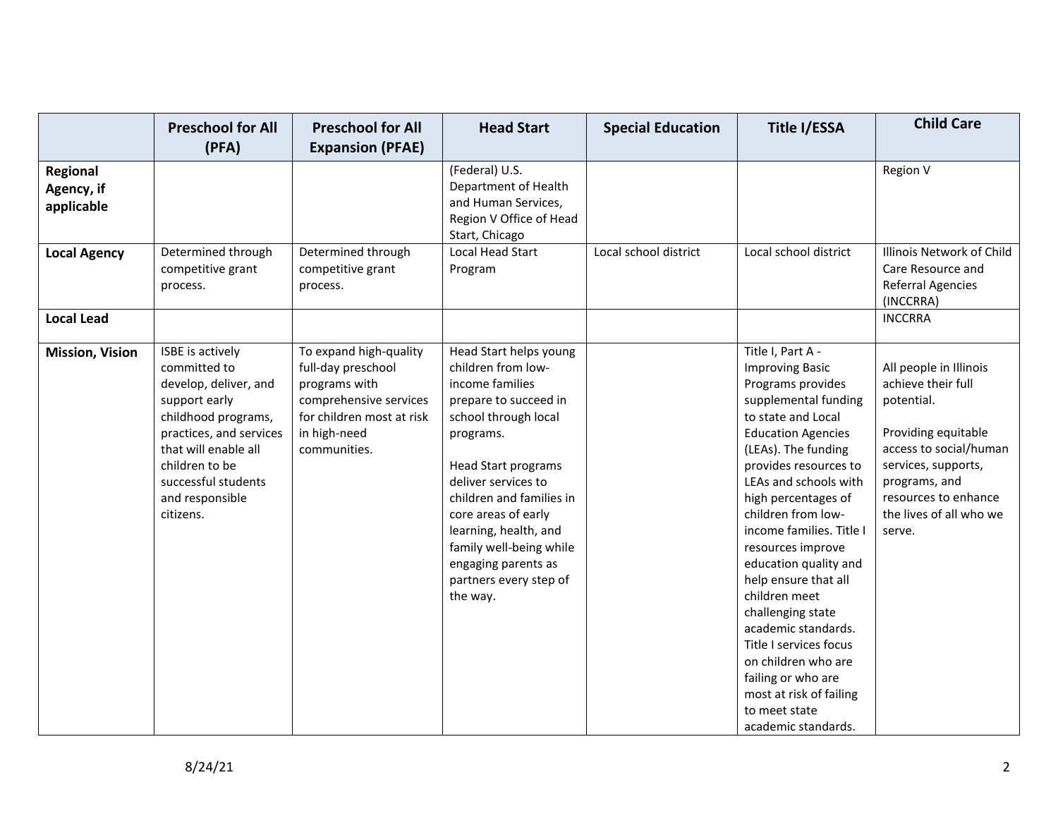| | Preschool for All (PFA) | Preschool for All Expansion (PFAE) | Head Start | Special Education | Title I/ESSA | Child Care |
|---|---|---|---|---|---|---|
| **Regional Agency, if applicable** | | | (Federal) U.S. Department of Health and Human Services, Region V Office of Head Start, Chicago | | | Region V |
| **Local Agency** | Determined through competitive grant process. | Determined through competitive grant process. | Local Head Start Program | Local school district | Local school district | Illinois Network of Child Care Resource and Referral Agencies (INCCRRA) |
| **Local Lead** | | | | | | INCCRRA |
| **Mission, Vision** | ISBE is actively committed to develop, deliver, and support early childhood programs, practices, and services that will enable all children to be successful students and responsible citizens. | To expand high-quality full-day preschool programs with comprehensive services for children most at risk in high-need communities. | Head Start helps young children from low-income families prepare to succeed in school through local programs.<br><br>Head Start programs deliver services to children and families in core areas of early learning, health, and family well-being while engaging parents as partners every step of the way. | | Title I, Part A - Improving Basic Programs provides supplemental funding to state and Local Education Agencies (LEAs). The funding provides resources to LEAs and schools with high percentages of children from low-income families. Title I resources improve education quality and help ensure that all children meet challenging state academic standards. Title I services focus on children who are failing or who are most at risk of failing to meet state academic standards. | All people in Illinois achieve their full potential.<br><br>Providing equitable access to social/human services, supports, programs, and resources to enhance the lives of all who we serve. |

8/24/21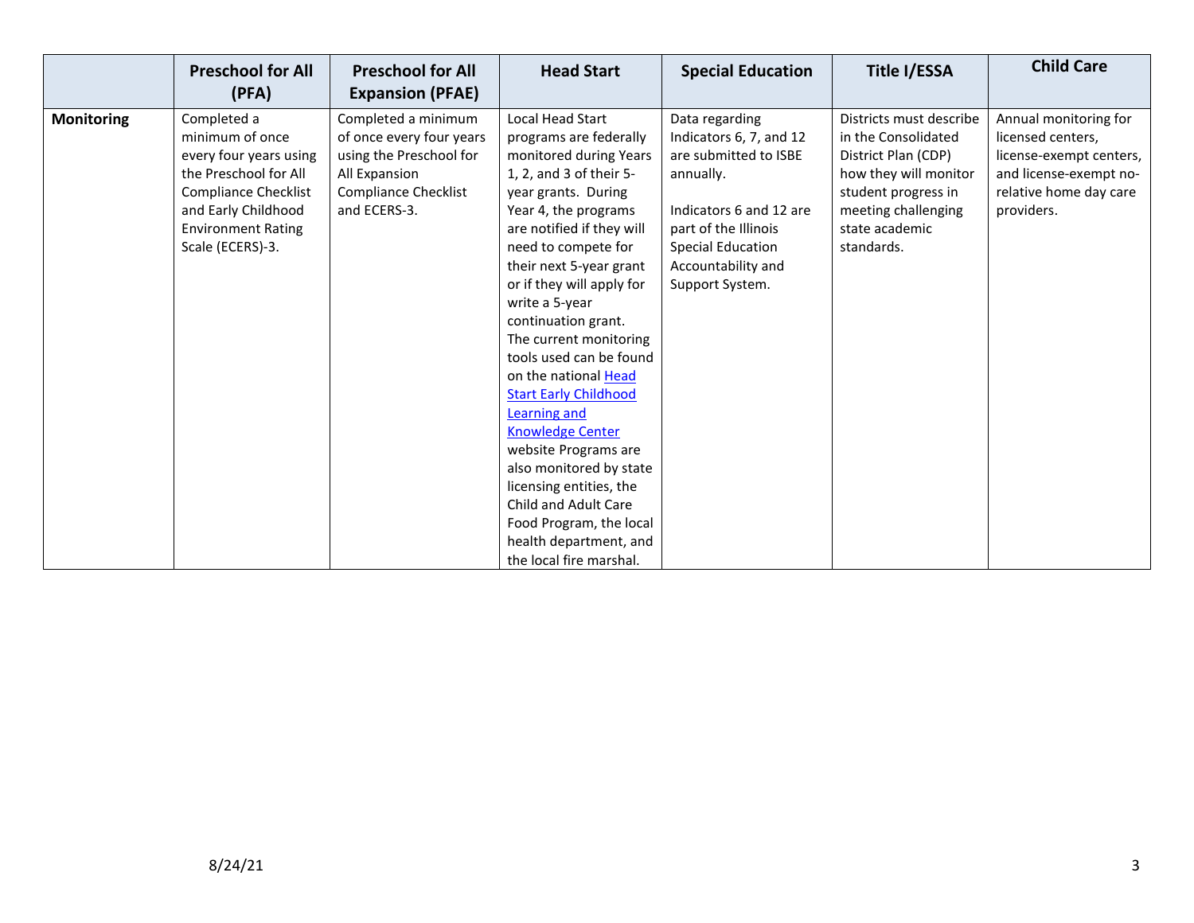| | Preschool for All (PFA) | Preschool for All Expansion (PFAE) | Head Start | Special Education | Title I/ESSA | Child Care |
|---|---|---|---|---|---|---|
| **Monitoring** | Completed a minimum of once every four years using the Preschool for All Compliance Checklist and Early Childhood Environment Rating Scale (ECERS)-3. | Completed a minimum of once every four years using the Preschool for All Expansion Compliance Checklist and ECERS-3. | Local Head Start programs are federally monitored during Years 1, 2, and 3 of their 5-year grants. During Year 4, the programs are notified if they will need to compete for their next 5-year grant or if they will apply for write a 5-year continuation grant. The current monitoring tools used can be found on the national [Head Start Early Childhood Learning and Knowledge Center]() website Programs are also monitored by state licensing entities, the Child and Adult Care Food Program, the local health department, and the local fire marshal. | Data regarding Indicators 6, 7, and 12 are submitted to ISBE annually.<br><br>Indicators 6 and 12 are part of the Illinois Special Education Accountability and Support System. | Districts must describe in the Consolidated District Plan (CDP) how they will monitor student progress in meeting challenging state academic standards. | Annual monitoring for licensed centers, license-exempt centers, and license-exempt no-relative home day care providers. |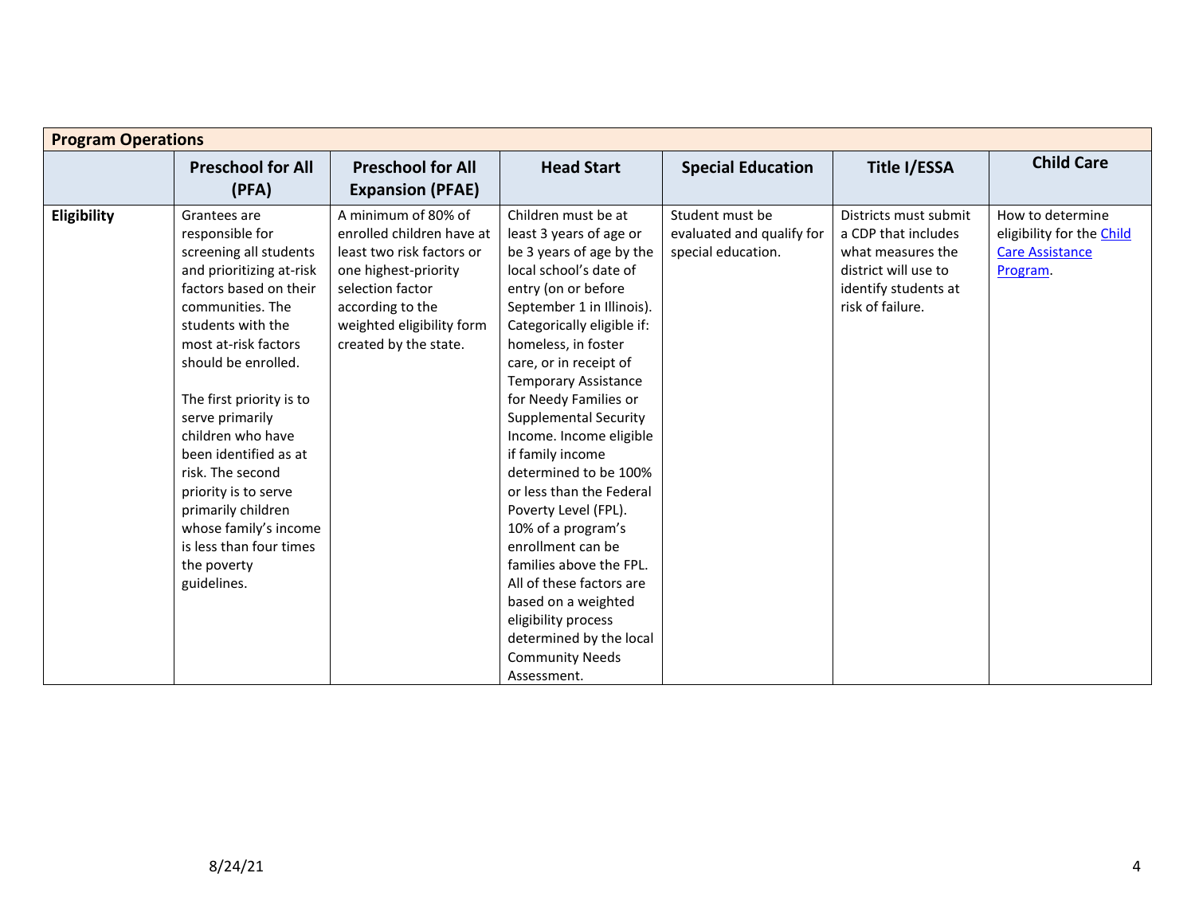| Program Operations | | | | | | |
|---|---|---|---|---|---|---|
| | **Preschool for All (PFA)** | **Preschool for All Expansion (PFAE)** | **Head Start** | **Special Education** | **Title I/ESSA** | **Child Care** |
| **Eligibility** | Grantees are responsible for screening all students and prioritizing at-risk factors based on their communities. The students with the most at-risk factors should be enrolled.<br><br>The first priority is to serve primarily children who have been identified as at risk. The second priority is to serve primarily children whose family's income is less than four times the poverty guidelines. | A minimum of 80% of enrolled children have at least two risk factors or one highest-priority selection factor according to the weighted eligibility form created by the state. | Children must be at least 3 years of age or be 3 years of age by the local school's date of entry (on or before September 1 in Illinois). Categorically eligible if: homeless, in foster care, or in receipt of Temporary Assistance for Needy Families or Supplemental Security Income. Income eligible if family income determined to be 100% or less than the Federal Poverty Level (FPL). 10% of a program's enrollment can be families above the FPL. All of these factors are based on a weighted eligibility process determined by the local Community Needs Assessment. | Student must be evaluated and qualify for special education. | Districts must submit a CDP that includes what measures the district will use to identify students at risk of failure. | How to determine eligibility for the Child Care Assistance Program. |

8/24/21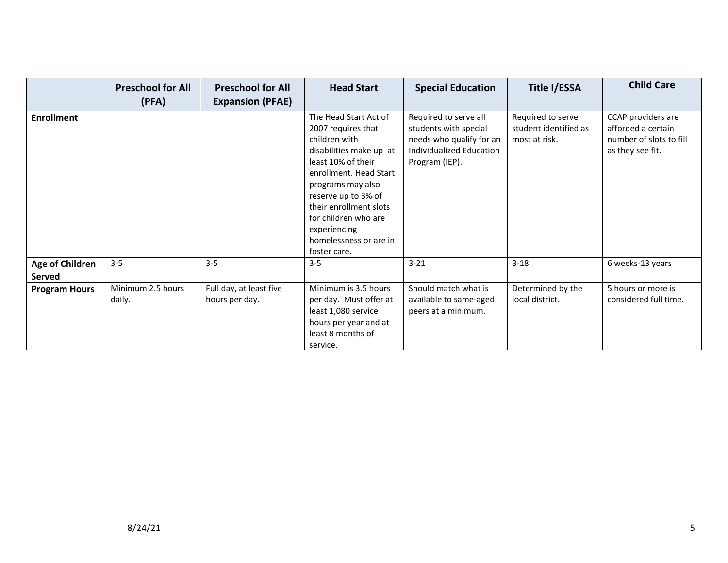| | Preschool for All (PFA) | Preschool for All Expansion (PFAE) | Head Start | Special Education | Title I/ESSA | Child Care |
|---|---|---|---|---|---|---|
| **Enrollment** | | | The Head Start Act of 2007 requires that children with disabilities make up at least 10% of their enrollment. Head Start programs may also reserve up to 3% of their enrollment slots for children who are experiencing homelessness or are in foster care. | Required to serve all students with special needs who qualify for an Individualized Education Program (IEP). | Required to serve student identified as most at risk. | CCAP providers are afforded a certain number of slots to fill as they see fit. |
| **Age of Children Served** | 3-5 | 3-5 | 3-5 | 3-21 | 3-18 | 6 weeks-13 years |
| **Program Hours** | Minimum 2.5 hours daily. | Full day, at least five hours per day. | Minimum is 3.5 hours per day. Must offer at least 1,080 service hours per year and at least 8 months of service. | Should match what is available to same-aged peers at a minimum. | Determined by the local district. | 5 hours or more is considered full time. |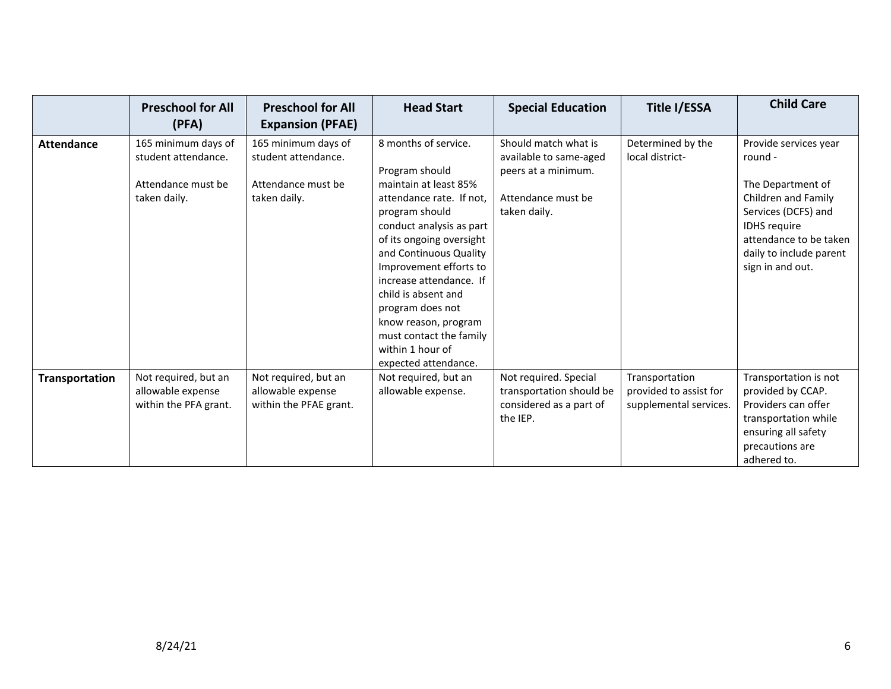| | Preschool for All (PFA) | Preschool for All Expansion (PFAE) | Head Start | Special Education | Title I/ESSA | Child Care |
|---|---|---|---|---|---|---|
| **Attendance** | 165 minimum days of student attendance.<br><br>Attendance must be taken daily. | 165 minimum days of student attendance.<br><br>Attendance must be taken daily. | 8 months of service.<br><br>Program should maintain at least 85% attendance rate. If not, program should conduct analysis as part of its ongoing oversight and Continuous Quality Improvement efforts to increase attendance. If child is absent and program does not know reason, program must contact the family within 1 hour of expected attendance. | Should match what is available to same-aged peers at a minimum.<br><br>Attendance must be taken daily. | Determined by the local district- | Provide services year round -<br><br>The Department of Children and Family Services (DCFS) and IDHS require attendance to be taken daily to include parent sign in and out. |
| **Transportation** | Not required, but an allowable expense within the PFA grant. | Not required, but an allowable expense within the PFAE grant. | Not required, but an allowable expense. | Not required. Special transportation should be considered as a part of the IEP. | Transportation provided to assist for supplemental services. | Transportation is not provided by CCAP. Providers can offer transportation while ensuring all safety precautions are adhered to. |

8/24/21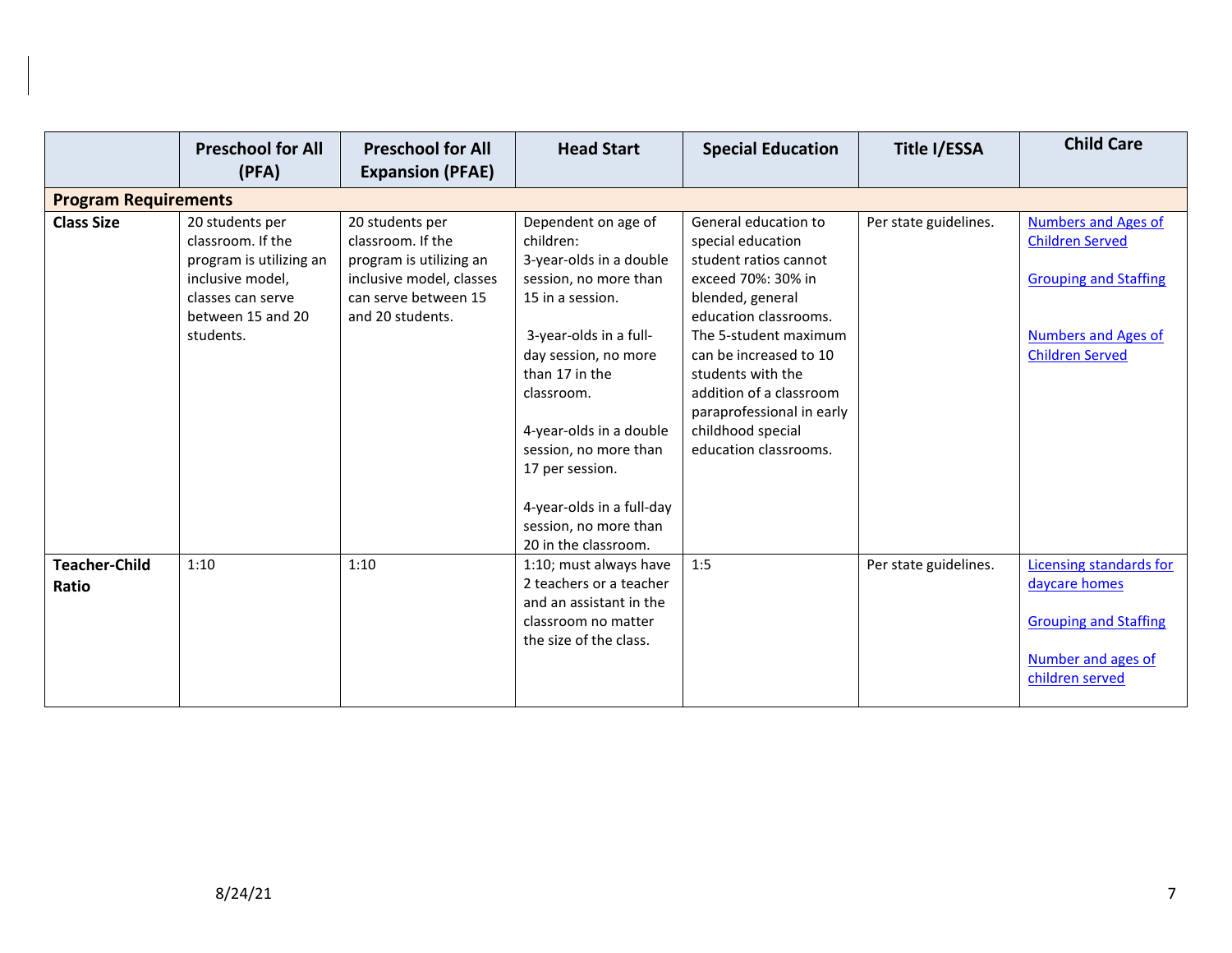| | Preschool for All (PFA) | Preschool for All Expansion (PFAE) | Head Start | Special Education | Title I/ESSA | Child Care |
|---|---|---|---|---|---|---|
| **Program Requirements** | | | | | | |
| **Class Size** | 20 students per classroom. If the program is utilizing an inclusive model, classes can serve between 15 and 20 students. | 20 students per classroom. If the program is utilizing an inclusive model, classes can serve between 15 and 20 students. | Dependent on age of children:<br>3-year-olds in a double session, no more than 15 in a session.<br><br>3-year-olds in a full-day session, no more than 17 in the classroom.<br><br>4-year-olds in a double session, no more than 17 per session.<br><br>4-year-olds in a full-day session, no more than 20 in the classroom. | General education to special education student ratios cannot exceed 70%: 30% in blended, general education classrooms. The 5-student maximum can be increased to 10 students with the addition of a classroom paraprofessional in early childhood special education classrooms. | Per state guidelines. | Numbers and Ages of Children Served<br><br>Grouping and Staffing<br><br>Numbers and Ages of Children Served |
| **Teacher-Child Ratio** | 1:10 | 1:10 | 1:10; must always have 2 teachers or a teacher and an assistant in the classroom no matter the size of the class. | 1:5 | Per state guidelines. | Licensing standards for daycare homes<br><br>Grouping and Staffing<br><br>Number and ages of children served |

8/24/21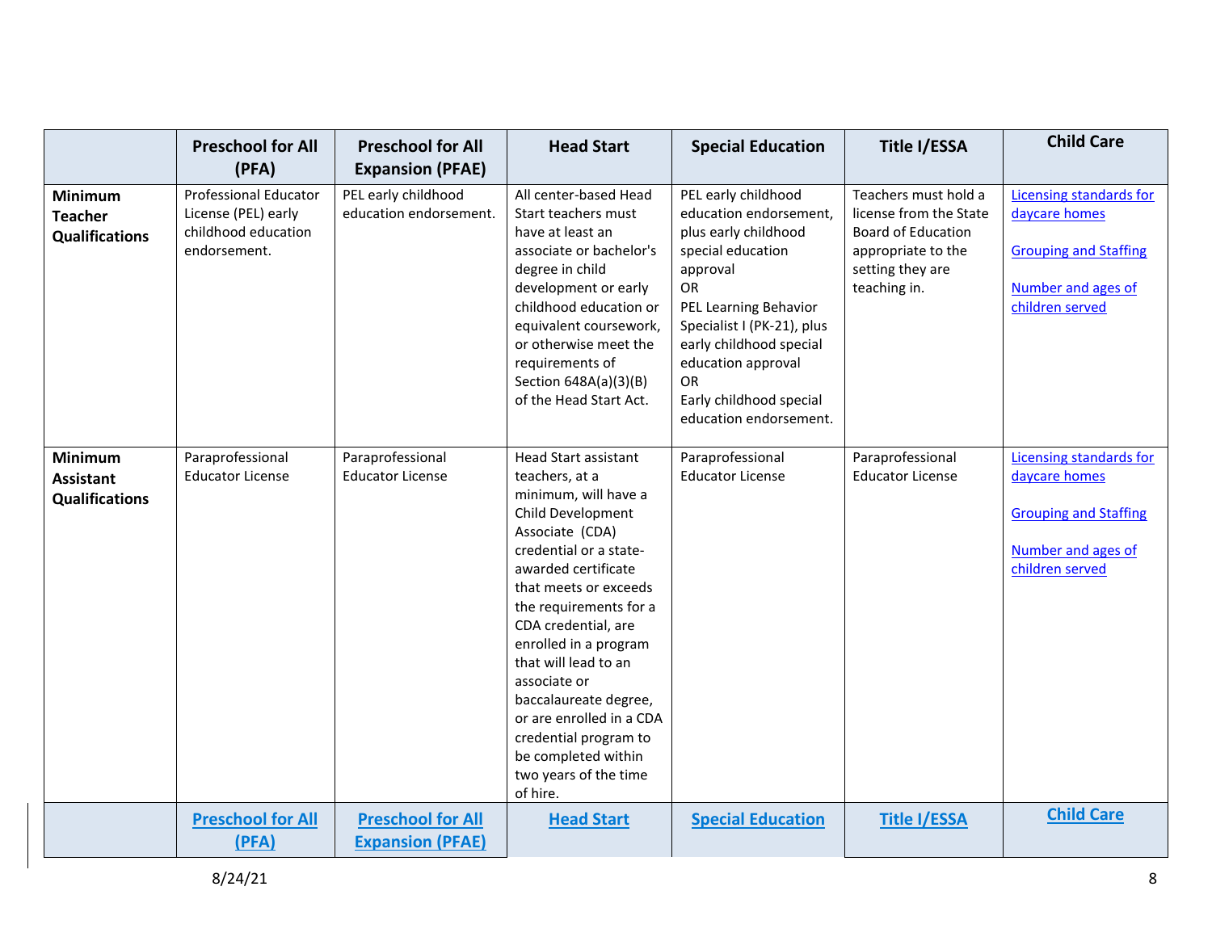| | Preschool for All (PFA) | Preschool for All Expansion (PFAE) | Head Start | Special Education | Title I/ESSA | Child Care |
|---|---|---|---|---|---|---|
| **Minimum Teacher Qualifications** | Professional Educator License (PEL) early childhood education endorsement. | PEL early childhood education endorsement. | All center-based Head Start teachers must have at least an associate or bachelor's degree in child development or early childhood education or equivalent coursework, or otherwise meet the requirements of Section 648A(a)(3)(B) of the Head Start Act. | PEL early childhood education endorsement, plus early childhood special education approval<br>OR<br>PEL Learning Behavior Specialist I (PK-21), plus early childhood special education approval<br>OR<br>Early childhood special education endorsement. | Teachers must hold a license from the State Board of Education appropriate to the setting they are teaching in. | Licensing standards for daycare homes<br><br>Grouping and Staffing<br><br>Number and ages of children served |
| **Minimum Assistant Qualifications** | Paraprofessional Educator License | Paraprofessional Educator License | Head Start assistant teachers, at a minimum, will have a Child Development Associate (CDA) credential or a state-awarded certificate that meets or exceeds the requirements for a CDA credential, are enrolled in a program that will lead to an associate or baccalaureate degree, or are enrolled in a CDA credential program to be completed within two years of the time of hire. | Paraprofessional Educator License | Paraprofessional Educator License | Licensing standards for daycare homes<br><br>Grouping and Staffing<br><br>Number and ages of children served |
| | **Preschool for All (PFA)** | **Preschool for All Expansion (PFAE)** | **Head Start** | **Special Education** | **Title I/ESSA** | **Child Care** |

8/24/21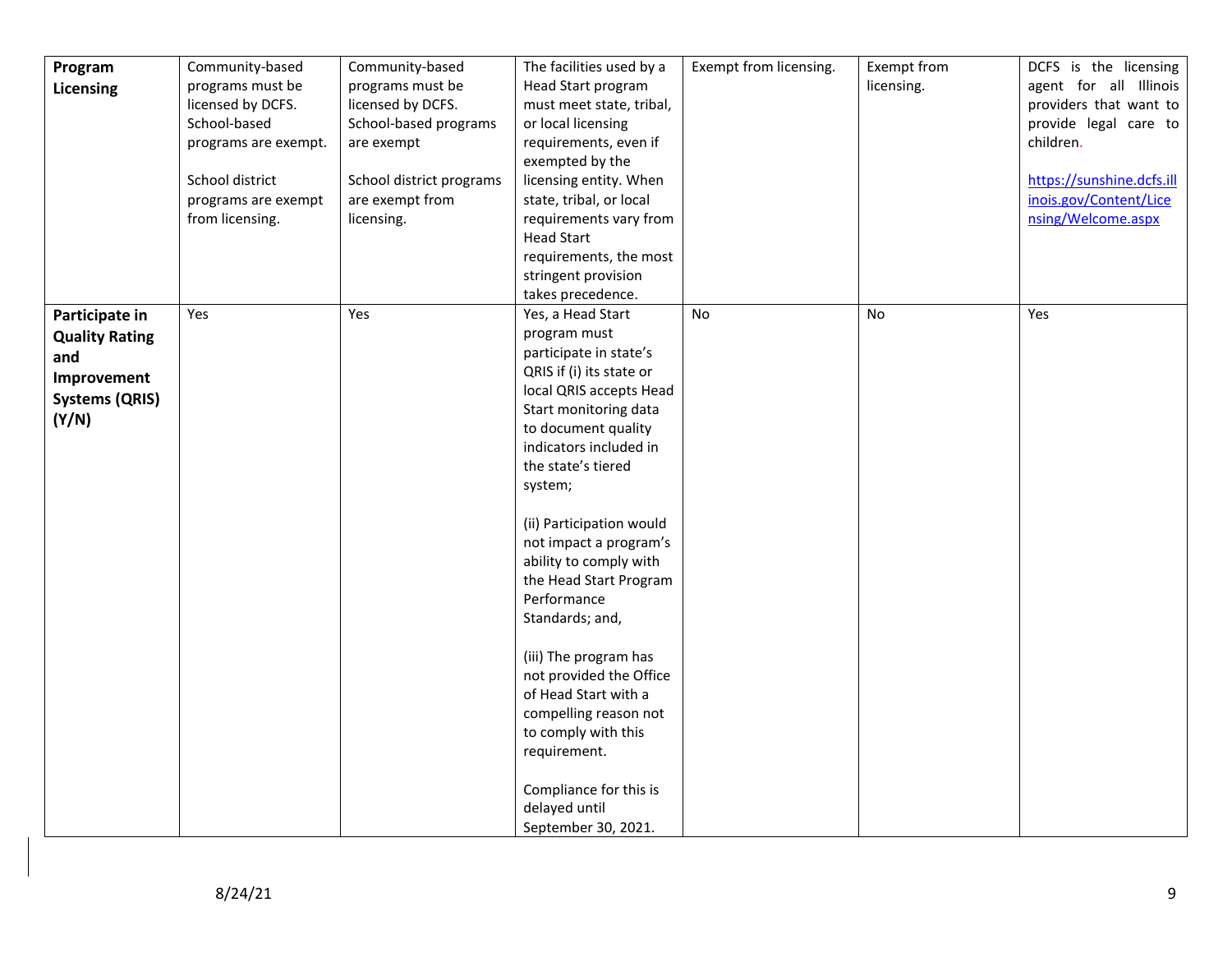| | | | | | | |
|---|---|---|---|---|---|---|
| **Program Licensing** | Community-based programs must be licensed by DCFS. School-based programs are exempt.<br><br>School district programs are exempt from licensing. | Community-based programs must be licensed by DCFS. School-based programs are exempt<br><br>School district programs are exempt from licensing. | The facilities used by a Head Start program must meet state, tribal, or local licensing requirements, even if exempted by the licensing entity. When state, tribal, or local requirements vary from Head Start requirements, the most stringent provision takes precedence. | Exempt from licensing. | Exempt from licensing. | DCFS is the licensing agent for all Illinois providers that want to provide legal care to children.<br><br>https://sunshine.dcfs.illinois.gov/Content/Licensing/Welcome.aspx |
| **Participate in Quality Rating and Improvement Systems (QRIS) (Y/N)** | Yes | Yes | Yes, a Head Start program must participate in state's QRIS if (i) its state or local QRIS accepts Head Start monitoring data to document quality indicators included in the state's tiered system;<br><br>(ii) Participation would not impact a program's ability to comply with the Head Start Program Performance Standards; and,<br><br>(iii) The program has not provided the Office of Head Start with a compelling reason not to comply with this requirement.<br><br>Compliance for this is delayed until September 30, 2021. | No | No | Yes |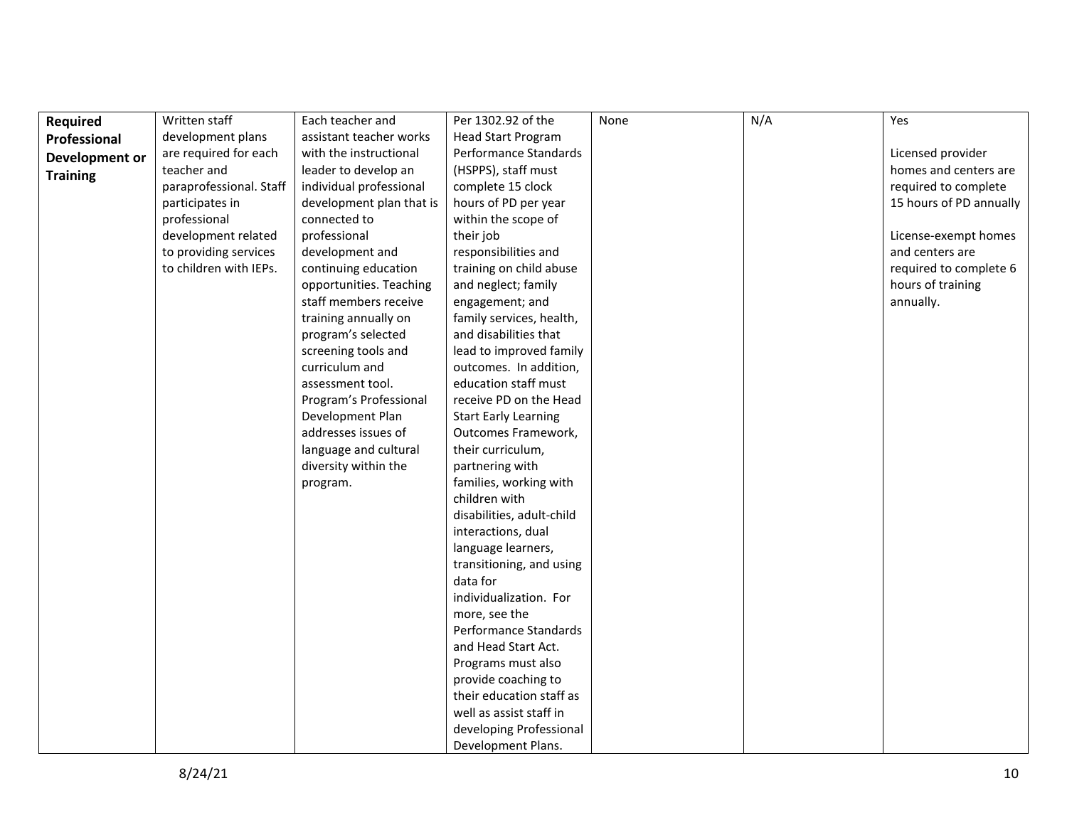| **Required Professional Development or Training** | Written staff development plans are required for each teacher and paraprofessional. Staff participates in professional development related to providing services to children with IEPs. | Each teacher and assistant teacher works with the instructional leader to develop an individual professional development plan that is connected to professional development and continuing education opportunities. Teaching staff members receive training annually on program's selected screening tools and curriculum and assessment tool. Program's Professional Development Plan addresses issues of language and cultural diversity within the program. | Per 1302.92 of the Head Start Program Performance Standards (HSPPS), staff must complete 15 clock hours of PD per year within the scope of their job responsibilities and training on child abuse and neglect; family engagement; and family services, health, and disabilities that lead to improved family outcomes. In addition, education staff must receive PD on the Head Start Early Learning Outcomes Framework, their curriculum, partnering with families, working with children with disabilities, adult-child interactions, dual language learners, transitioning, and using data for individualization. For more, see the Performance Standards and Head Start Act. Programs must also provide coaching to their education staff as well as assist staff in developing Professional Development Plans. | None | N/A | Yes<br><br>Licensed provider homes and centers are required to complete 15 hours of PD annually<br><br>License-exempt homes and centers are required to complete 6 hours of training annually. |
|---|---|---|---|---|---|---|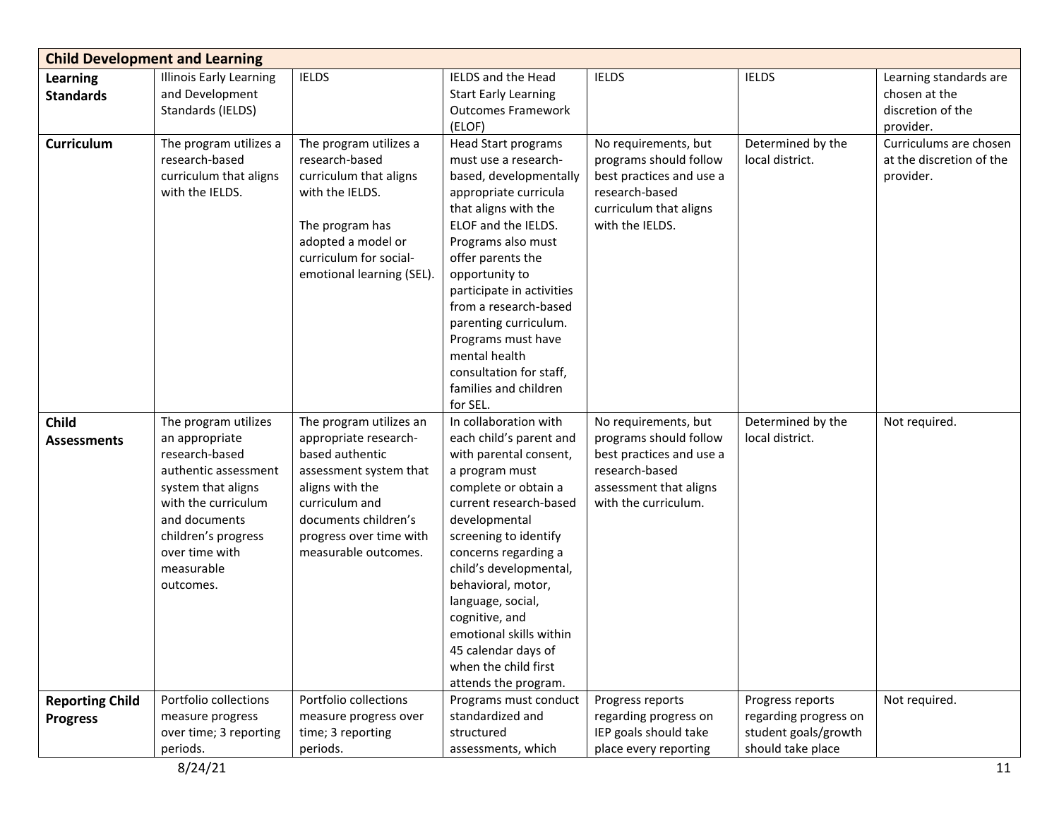| Child Development and Learning | | | | | | |
|---|---|---|---|---|---|---|
| **Learning Standards** | Illinois Early Learning and Development Standards (IELDS) | IELDS | IELDS and the Head Start Early Learning Outcomes Framework (ELOF) | IELDS | IELDS | Learning standards are chosen at the discretion of the provider. |
| **Curriculum** | The program utilizes a research-based curriculum that aligns with the IELDS. | The program utilizes a research-based curriculum that aligns with the IELDS.<br><br>The program has adopted a model or curriculum for social-emotional learning (SEL). | Head Start programs must use a research-based, developmentally appropriate curricula that aligns with the ELOF and the IELDS. Programs also must offer parents the opportunity to participate in activities from a research-based parenting curriculum. Programs must have mental health consultation for staff, families and children for SEL. | No requirements, but programs should follow best practices and use a research-based curriculum that aligns with the IELDS. | Determined by the local district. | Curriculums are chosen at the discretion of the provider. |
| **Child Assessments** | The program utilizes an appropriate research-based authentic assessment system that aligns with the curriculum and documents children's progress over time with measurable outcomes. | The program utilizes an appropriate research-based authentic assessment system that aligns with the curriculum and documents children's progress over time with measurable outcomes. | In collaboration with each child's parent and with parental consent, a program must complete or obtain a current research-based developmental screening to identify concerns regarding a child's developmental, behavioral, motor, language, social, cognitive, and emotional skills within 45 calendar days of when the child first attends the program. | No requirements, but programs should follow best practices and use a research-based assessment that aligns with the curriculum. | Determined by the local district. | Not required. |
| **Reporting Child Progress** | Portfolio collections measure progress over time; 3 reporting periods. | Portfolio collections measure progress over time; 3 reporting periods. | Programs must conduct standardized and structured assessments, which | Progress reports regarding progress on IEP goals should take place every reporting | Progress reports regarding progress on student goals/growth should take place | Not required. |

8/24/21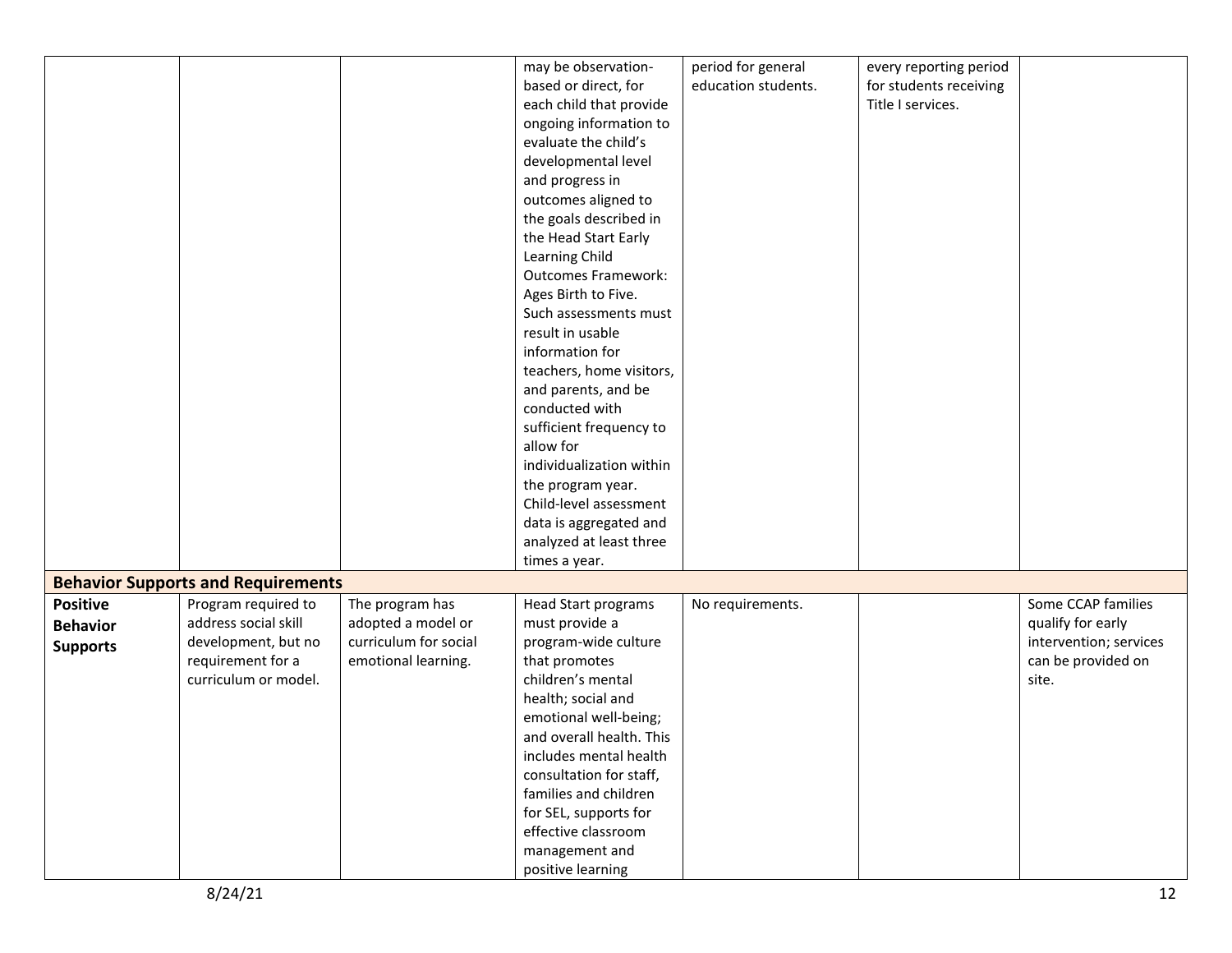|  |  |  | may be observation-based or direct, for each child that provide ongoing information to evaluate the child's developmental level and progress in outcomes aligned to the goals described in the Head Start Early Learning Child Outcomes Framework: Ages Birth to Five. Such assessments must result in usable information for teachers, home visitors, and parents, and be conducted with sufficient frequency to allow for individualization within the program year. Child-level assessment data is aggregated and analyzed at least three times a year. | period for general education students. | every reporting period for students receiving Title I services. |  |
|---|---|---|---|---|---|---|
| **Behavior Supports and Requirements** |  |  |  |  |  |  |
| **Positive Behavior Supports** | Program required to address social skill development, but no requirement for a curriculum or model. | The program has adopted a model or curriculum for social emotional learning. | Head Start programs must provide a program-wide culture that promotes children's mental health; social and emotional well-being; and overall health. This includes mental health consultation for staff, families and children for SEL, supports for effective classroom management and positive learning | No requirements. |  | Some CCAP families qualify for early intervention; services can be provided on site. |

8/24/21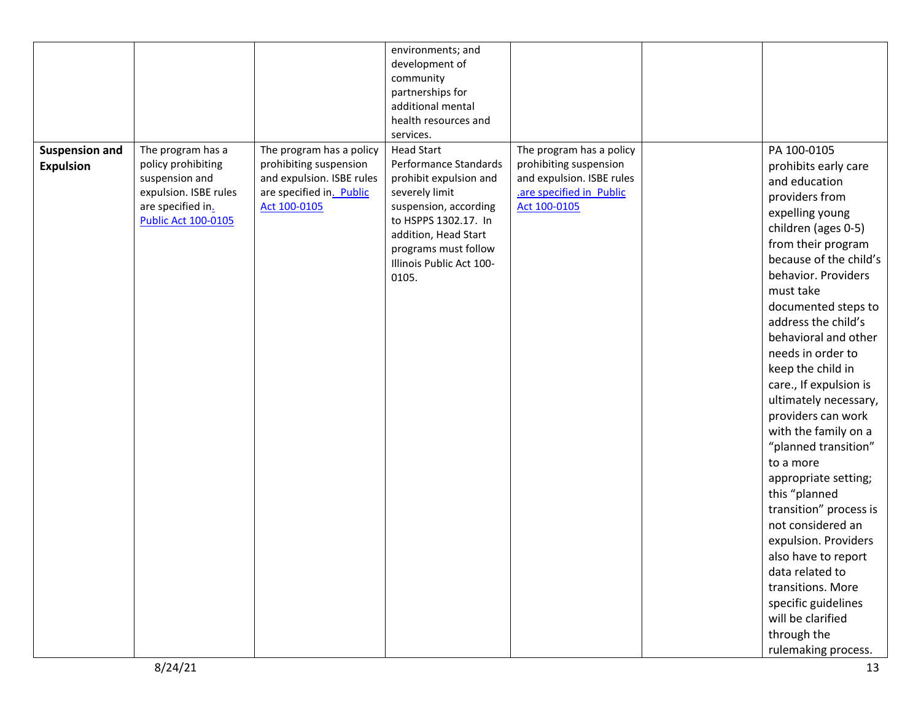| | | | | | | |
|---|---|---|---|---|---|---|
| | | | environments; and development of community partnerships for additional mental health resources and services. | | | |
| **Suspension and Expulsion** | The program has a policy prohibiting suspension and expulsion. ISBE rules are specified in. Public Act 100-0105 | The program has a policy prohibiting suspension and expulsion. ISBE rules are specified in. Public Act 100-0105 | Head Start Performance Standards prohibit expulsion and severely limit suspension, according to HSPPS 1302.17. In addition, Head Start programs must follow Illinois Public Act 100-0105. | The program has a policy prohibiting suspension and expulsion. ISBE rules .are specified in Public Act 100-0105 | | PA 100-0105 prohibits early care and education providers from expelling young children (ages 0-5) from their program because of the child's behavior. Providers must take documented steps to address the child's behavioral and other needs in order to keep the child in care., If expulsion is ultimately necessary, providers can work with the family on a "planned transition" to a more appropriate setting; this "planned transition" process is not considered an expulsion. Providers also have to report data related to transitions. More specific guidelines will be clarified through the rulemaking process. |

8/24/21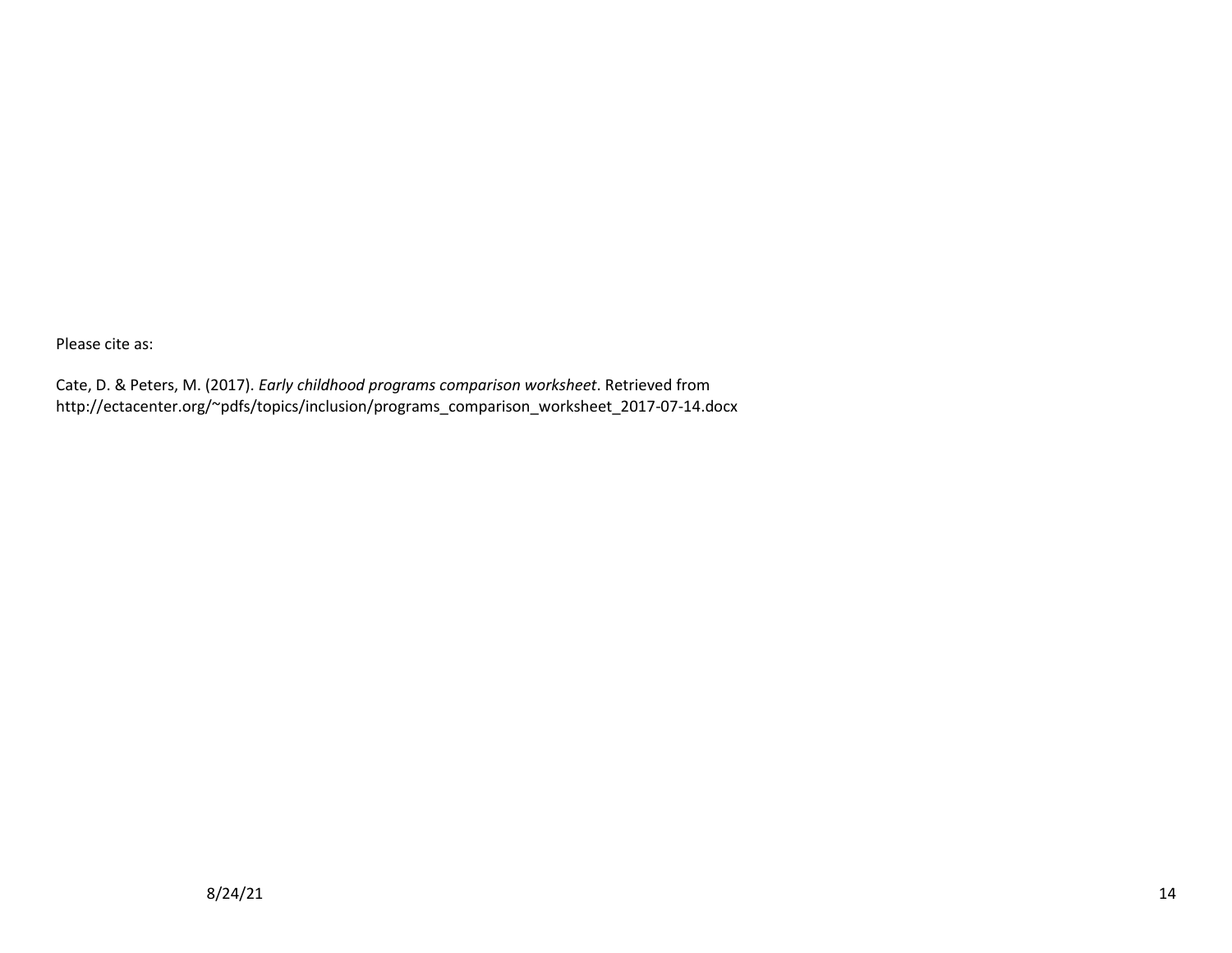Please cite as:

Cate, D. & Peters, M. (2017). *Early childhood programs comparison worksheet*. Retrieved from http://ectacenter.org/~pdfs/topics/inclusion/programs_comparison_worksheet_2017-07-14.docx